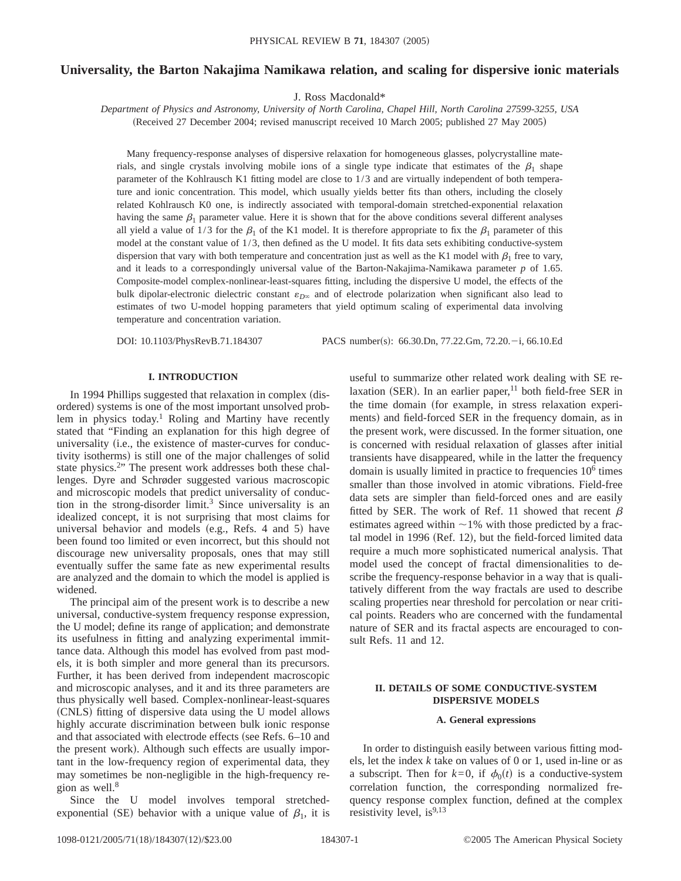# Universality, the Barton Nakajima Namikawa relation, and scaling for dispersive ionic materials

J. Ross Macdonald*

*Department of Physics and Astronomy, University of North Carolina, Chapel Hill, North Carolina 27599-3255, USA*

(Received 27 December 2004; revised manuscript received 10 March 2005; published 27 May 2005)

Many frequency-response analyses of dispersive relaxation for homogeneous glasses, polycrystalline materials, and single crystals involving mobile ions of a single type indicate that estimates of the $\beta_1$ shape parameter of the Kohlrausch K1 fitting model are close to 1/3 and are virtually independent of both temperature and ionic concentration. This model, which usually yields better fits than others, including the closely related Kohlrausch K0 one, is indirectly associated with temporal-domain stretched-exponential relaxation having the same $\beta_1$ parameter value. Here it is shown that for the above conditions several different analyses all yield a value of 1/3 for the $\beta_1$ of the K1 model. It is therefore appropriate to fix the $\beta_1$ parameter of this model at the constant value of 1/3, then defined as the U model. It fits data sets exhibiting conductive-system dispersion that vary with both temperature and concentration just as well as the K1 model with $\beta_1$ free to vary, and it leads to a correspondingly universal value of the Barton-Nakajima-Namikawa parameter $p$ of 1.65. Composite-model complex-nonlinear-least-squares fitting, including the dispersive U model, the effects of the bulk dipolar-electronic dielectric constant $\varepsilon_{D\infty}$ and of electrode polarization when significant also lead to estimates of two U-model hopping parameters that yield optimum scaling of experimental data involving temperature and concentration variation.

DOI: 10.1103/PhysRevB.71.184307 PACS number(s): 66.30.Dn, 77.22.Gm, 72.20.−i, 66.10.Ed

## I. INTRODUCTION

In 1994 Phillips suggested that relaxation in complex (disordered) systems is one of the most important unsolved problem in physics today.[1] Roling and Martiny have recently stated that "Finding an explanation for this high degree of universality (i.e., the existence of master-curves for conductivity isotherms) is still one of the major challenges of solid state physics.[2]" The present work addresses both these challenges. Dyre and Schrøder suggested various macroscopic and microscopic models that predict universality of conduction in the strong-disorder limit.[3] Since universality is an idealized concept, it is not surprising that most claims for universal behavior and models (e.g., Refs. 4 and 5) have been found too limited or even incorrect, but this should not discourage new universality proposals, ones that may still eventually suffer the same fate as new experimental results are analyzed and the domain to which the model is applied is widened.

The principal aim of the present work is to describe a new universal, conductive-system frequency response expression, the U model; define its range of application; and demonstrate its usefulness in fitting and analyzing experimental immittance data. Although this model has evolved from past models, it is both simpler and more general than its precursors. Further, it has been derived from independent macroscopic and microscopic analyses, and it and its three parameters are thus physically well based. Complex-nonlinear-least-squares (CNLS) fitting of dispersive data using the U model allows highly accurate discrimination between bulk ionic response and that associated with electrode effects (see Refs. 6–10 and the present work). Although such effects are usually important in the low-frequency region of experimental data, they may sometimes be non-negligible in the high-frequency region as well.[8]

Since the U model involves temporal stretched-exponential (SE) behavior with a unique value of $\beta_1$, it is useful to summarize other related work dealing with SE relaxation (SER). In an earlier paper,[11] both field-free SER in the time domain (for example, in stress relaxation experiments) and field-forced SER in the frequency domain, as in the present work, were discussed. In the former situation, one is concerned with residual relaxation of glasses after initial transients have disappeared, while in the latter the frequency domain is usually limited in practice to frequencies $10^6$ times smaller than those involved in atomic vibrations. Field-free data sets are simpler than field-forced ones and are easily fitted by SER. The work of Ref. 11 showed that recent $\beta$ estimates agreed within ~1% with those predicted by a fractal model in 1996 (Ref. 12), but the field-forced limited data require a much more sophisticated numerical analysis. That model used the concept of fractal dimensionalities to describe the frequency-response behavior in a way that is qualitatively different from the way fractals are used to describe scaling properties near threshold for percolation or near critical points. Readers who are concerned with the fundamental nature of SER and its fractal aspects are encouraged to consult Refs. 11 and 12.

## II. DETAILS OF SOME CONDUCTIVE-SYSTEM DISPERSIVE MODELS

### A. General expressions

In order to distinguish easily between various fitting models, let the index $k$ take on values of 0 or 1, used in-line or as a subscript. Then for $k=0$, if $\phi_0(t)$ is a conductive-system correlation function, the corresponding normalized frequency response complex function, defined at the complex resistivity level, is[9,13]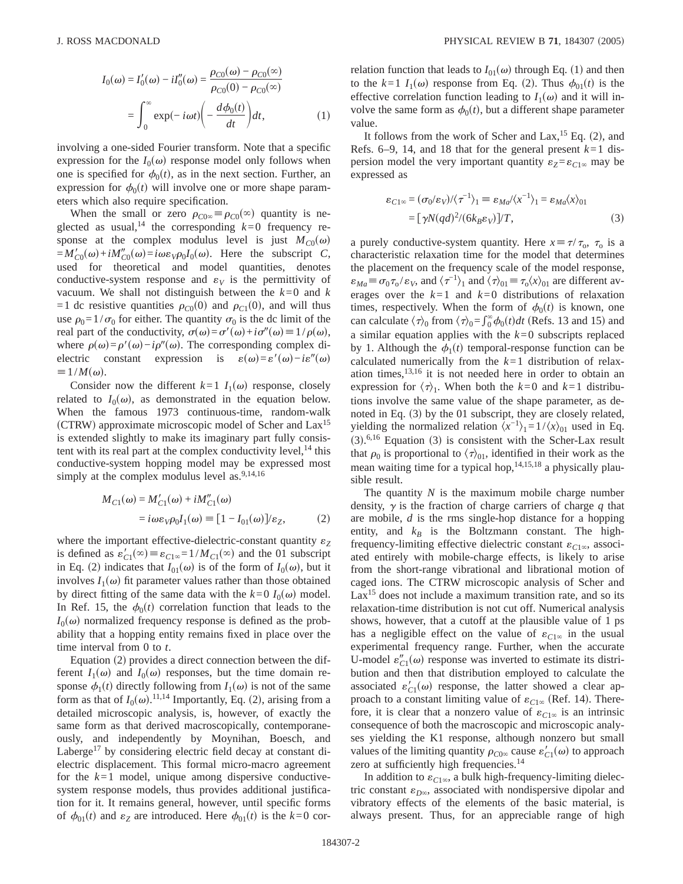$$I_0(\omega) = I_0'(\omega) - iI_0''(\omega) = \frac{\rho_{C0}(\omega) - \rho_{C0}(\infty)}{\rho_{C0}(0) - \rho_{C0}(\infty)}$$

$$= \int_0^\infty \exp(-i\omega t)\left(-\frac{d\phi_0(t)}{dt}\right)dt, \qquad (1)$$

involving a one-sided Fourier transform. Note that a specific expression for the $I_0(\omega)$ response model only follows when one is specified for $\phi_0(t)$, as in the next section. Further, an expression for $\phi_0(t)$ will involve one or more shape parameters which also require specification.

When the small or zero $\rho_{C0\infty} \equiv \rho_{C0}(\infty)$ quantity is neglected as usual,[14] the corresponding $k=0$ frequency response at the complex modulus level is just $M_{C0}(\omega) = M'_{C0}(\omega) + iM''_{C0}(\omega) = i\omega\varepsilon_V\rho_0 I_0(\omega)$. Here the subscript $C$, used for theoretical and model quantities, denotes conductive-system response and $\varepsilon_V$ is the permittivity of vacuum. We shall not distinguish between the $k=0$ and $k=1$ dc resistive quantities $\rho_{C0}(0)$ and $\rho_{C1}(0)$, and will thus use $\rho_0 = 1/\sigma_0$ for either. The quantity $\sigma_0$ is the dc limit of the real part of the conductivity, $\sigma(\omega) = \sigma'(\omega) + i\sigma''(\omega) \equiv 1/\rho(\omega)$, where $\rho(\omega) = \rho'(\omega) - i\rho''(\omega)$. The corresponding complex dielectric constant expression is $\varepsilon(\omega) = \varepsilon'(\omega) - i\varepsilon''(\omega) \equiv 1/M(\omega)$.

Consider now the different $k=1$ $I_1(\omega)$ response, closely related to $I_0(\omega)$, as demonstrated in the equation below. When the famous 1973 continuous-time, random-walk (CTRW) approximate microscopic model of Scher and Lax[15] is extended slightly to make its imaginary part fully consistent with its real part at the complex conductivity level,[14] this conductive-system hopping model may be expressed most simply at the complex modulus level as.[9,14,16]

$$M_{C1}(\omega) = M'_{C1}(\omega) + iM''_{C1}(\omega)$$

$$= i\omega\varepsilon_V\rho_0 I_1(\omega) \equiv [1 - I_{01}(\omega)]/\varepsilon_Z, \qquad (2)$$

where the important effective-dielectric-constant quantity $\varepsilon_Z$ is defined as $\varepsilon'_{C1}(\infty) \equiv \varepsilon_{C1\infty} = 1/M_{C1}(\infty)$ and the 01 subscript in Eq. (2) indicates that $I_{01}(\omega)$ is of the form of $I_0(\omega)$, but it involves $I_1(\omega)$ fit parameter values rather than those obtained by direct fitting of the same data with the $k=0$ $I_0(\omega)$ model. In Ref. 15, the $\phi_0(t)$ correlation function that leads to the $I_0(\omega)$ normalized frequency response is defined as the probability that a hopping entity remains fixed in place over the time interval from 0 to $t$.

Equation (2) provides a direct connection between the different $I_1(\omega)$ and $I_0(\omega)$ responses, but the time domain response $\phi_1(t)$ directly following from $I_1(\omega)$ is not of the same form as that of $I_0(\omega)$.[11,14] Importantly, Eq. (2), arising from a detailed microscopic analysis, is, however, of exactly the same form as that derived macroscopically, contemporaneously, and independently by Moynihan, Boesch, and Laberge[17] by considering electric field decay at constant dielectric displacement. This formal micro-macro agreement for the $k=1$ model, unique among dispersive conductive-system response models, thus provides additional justification for it. It remains general, however, until specific forms of $\phi_{01}(t)$ and $\varepsilon_Z$ are introduced. Here $\phi_{01}(t)$ is the $k=0$ correlation function that leads to $I_{01}(\omega)$ through Eq. (1) and then to the $k=1$ $I_1(\omega)$ response from Eq. (2). Thus $\phi_{01}(t)$ is the effective correlation function leading to $I_1(\omega)$ and it will involve the same form as $\phi_0(t)$, but a different shape parameter value.

It follows from the work of Scher and Lax,[15] Eq. (2), and Refs. 6–9, 14, and 18 that for the general present $k=1$ dispersion model the very important quantity $\varepsilon_Z = \varepsilon_{C1\infty}$ may be expressed as

$$\varepsilon_{C1\infty} = (\sigma_0/\varepsilon_V)/\langle\tau^{-1}\rangle_1 \equiv \varepsilon_{Ma}/\langle x^{-1}\rangle_1 = \varepsilon_{Ma}\langle x\rangle_{01}$$

$$= [\gamma N(qd)^2/(6k_B\varepsilon_V)]/T, \qquad (3)$$

a purely conductive-system quantity. Here $x \equiv \tau/\tau_o$, $\tau_o$ is a characteristic relaxation time for the model that determines the placement on the frequency scale of the model response, $\varepsilon_{Ma} \equiv \sigma_0\tau_o/\varepsilon_V$, and $\langle\tau^{-1}\rangle_1$ and $\langle\tau\rangle_{01} \equiv \tau_o\langle x\rangle_{01}$ are different averages over the $k=1$ and $k=0$ distributions of relaxation times, respectively. When the form of $\phi_0(t)$ is known, one can calculate $\langle\tau\rangle_0$ from $\langle\tau\rangle_0 = \int_0^\infty \phi_0(t)dt$ (Refs. 13 and 15) and a similar equation applies with the $k=0$ subscripts replaced by 1. Although the $\phi_1(t)$ temporal-response function can be calculated numerically from the $k=1$ distribution of relaxation times,[13,16] it is not needed here in order to obtain an expression for $\langle\tau\rangle_1$. When both the $k=0$ and $k=1$ distributions involve the same value of the shape parameter, as denoted in Eq. (3) by the 01 subscript, they are closely related, yielding the normalized relation $\langle x^{-1}\rangle_1 = 1/\langle x\rangle_{01}$ used in Eq. (3).[6,16] Equation (3) is consistent with the Scher-Lax result that $\rho_0$ is proportional to $\langle\tau\rangle_{01}$, identified in their work as the mean waiting time for a typical hop,[14,15,18] a physically plausible result.

The quantity $N$ is the maximum mobile charge number density, $\gamma$ is the fraction of charge carriers of charge $q$ that are mobile, $d$ is the rms single-hop distance for a hopping entity, and $k_B$ is the Boltzmann constant. The high-frequency-limiting effective dielectric constant $\varepsilon_{C1\infty}$, associated entirely with mobile-charge effects, is likely to arise from the short-range vibrational and librational motion of caged ions. The CTRW microscopic analysis of Scher and Lax[15] does not include a maximum transition rate, and so its relaxation-time distribution is not cut off. Numerical analysis shows, however, that a cutoff at the plausible value of 1 ps has a negligible effect on the value of $\varepsilon_{C1\infty}$ in the usual experimental frequency range. Further, when the accurate U-model $\varepsilon''_{C1}(\omega)$ response was inverted to estimate its distribution and then that distribution employed to calculate the associated $\varepsilon'_{C1}(\omega)$ response, the latter showed a clear approach to a constant limiting value of $\varepsilon_{C1\infty}$ (Ref. 14). Therefore, it is clear that a nonzero value of $\varepsilon_{C1\infty}$ is an intrinsic consequence of both the macroscopic and microscopic analyses yielding the K1 response, although nonzero but small values of the limiting quantity $\rho_{C0\infty}$ cause $\varepsilon'_{C1}(\omega)$ to approach zero at sufficiently high frequencies.[14]

In addition to $\varepsilon_{C1\infty}$, a bulk high-frequency-limiting dielectric constant $\varepsilon_{D\infty}$, associated with nondispersive dipolar and vibratory effects of the elements of the basic material, is always present. Thus, for an appreciable range of high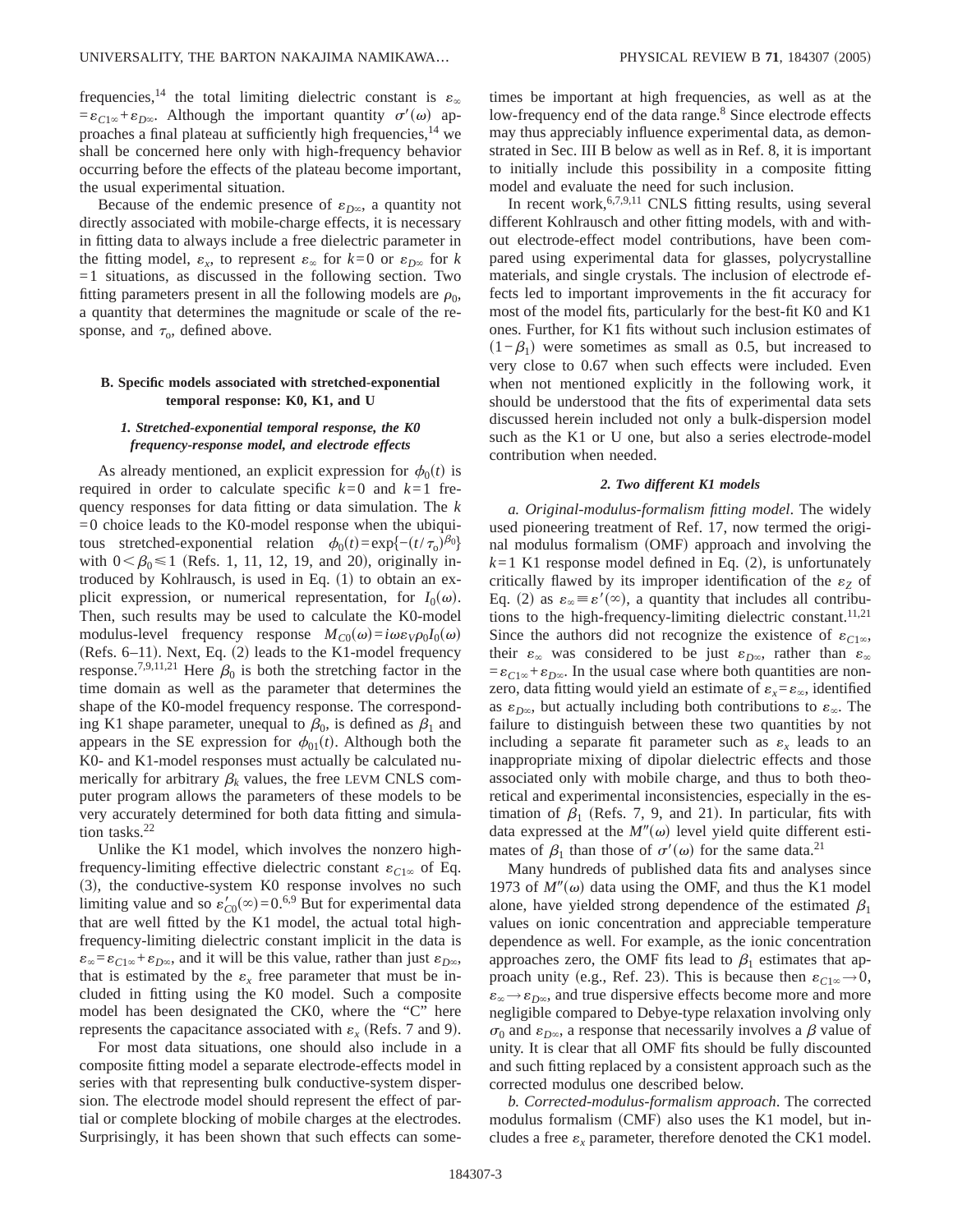frequencies,[14] the total limiting dielectric constant is $\varepsilon_\infty = \varepsilon_{C1\infty} + \varepsilon_{D\infty}$. Although the important quantity $\sigma'(\omega)$ approaches a final plateau at sufficiently high frequencies,[14] we shall be concerned here only with high-frequency behavior occurring before the effects of the plateau become important, the usual experimental situation.

Because of the endemic presence of $\varepsilon_{D\infty}$, a quantity not directly associated with mobile-charge effects, it is necessary in fitting data to always include a free dielectric parameter in the fitting model, $\varepsilon_x$, to represent $\varepsilon_\infty$ for $k=0$ or $\varepsilon_{D\infty}$ for $k=1$ situations, as discussed in the following section. Two fitting parameters present in all the following models are $\rho_0$, a quantity that determines the magnitude or scale of the response, and $\tau_o$, defined above.

### B. Specific models associated with stretched-exponential temporal response: K0, K1, and U

#### 1. Stretched-exponential temporal response, the K0 frequency-response model, and electrode effects

As already mentioned, an explicit expression for $\phi_0(t)$ is required in order to calculate specific $k=0$ and $k=1$ frequency responses for data fitting or data simulation. The $k=0$ choice leads to the K0-model response when the ubiquitous stretched-exponential relation $\phi_0(t) = \exp\{-(t/\tau_o)^{\beta_0}\}$ with $0 < \beta_0 \leq 1$ (Refs. 1, 11, 12, 19, and 20), originally introduced by Kohlrausch, is used in Eq. (1) to obtain an explicit expression, or numerical representation, for $I_0(\omega)$. Then, such results may be used to calculate the K0-model modulus-level frequency response $M_{C0}(\omega) = i\omega\varepsilon_V\rho_0 I_0(\omega)$ (Refs. 6–11). Next, Eq. (2) leads to the K1-model frequency response.[7,9,11,21] Here $\beta_0$ is both the stretching factor in the time domain as well as the parameter that determines the shape of the K0-model frequency response. The corresponding K1 shape parameter, unequal to $\beta_0$, is defined as $\beta_1$ and appears in the SE expression for $\phi_{01}(t)$. Although both the K0- and K1-model responses must actually be calculated numerically for arbitrary $\beta_k$ values, the free LEVM CNLS computer program allows the parameters of these models to be very accurately determined for both data fitting and simulation tasks.[22]

Unlike the K1 model, which involves the nonzero high-frequency-limiting effective dielectric constant $\varepsilon_{C1\infty}$ of Eq. (3), the conductive-system K0 response involves no such limiting value and so $\varepsilon'_{C0}(\infty) = 0$.[6,9] But for experimental data that are well fitted by the K1 model, the actual total high-frequency-limiting dielectric constant implicit in the data is $\varepsilon_\infty = \varepsilon_{C1\infty} + \varepsilon_{D\infty}$, and it will be this value, rather than just $\varepsilon_{D\infty}$, that is estimated by the $\varepsilon_x$ free parameter that must be included in fitting using the K0 model. Such a composite model has been designated the CK0, where the "C" here represents the capacitance associated with $\varepsilon_x$ (Refs. 7 and 9).

For most data situations, one should also include in a composite fitting model a separate electrode-effects model in series with that representing bulk conductive-system dispersion. The electrode model should represent the effect of partial or complete blocking of mobile charges at the electrodes. Surprisingly, it has been shown that such effects can sometimes be important at high frequencies, as well as at the low-frequency end of the data range.[8] Since electrode effects may thus appreciably influence experimental data, as demonstrated in Sec. III B below as well as in Ref. 8, it is important to initially include this possibility in a composite fitting model and evaluate the need for such inclusion.

In recent work,[6,7,9,11] CNLS fitting results, using several different Kohlrausch and other fitting models, with and without electrode-effect model contributions, have been compared using experimental data for glasses, polycrystalline materials, and single crystals. The inclusion of electrode effects led to important improvements in the fit accuracy for most of the model fits, particularly for the best-fit K0 and K1 ones. Further, for K1 fits without such inclusion estimates of $(1-\beta_1)$ were sometimes as small as 0.5, but increased to very close to 0.67 when such effects were included. Even when not mentioned explicitly in the following work, it should be understood that the fits of experimental data sets discussed herein included not only a bulk-dispersion model such as the K1 or U one, but also a series electrode-model contribution when needed.

#### 2. Two different K1 models

*a. Original-modulus-formalism fitting model*. The widely used pioneering treatment of Ref. 17, now termed the original modulus formalism (OMF) approach and involving the $k=1$ K1 response model defined in Eq. (2), is unfortunately critically flawed by its improper identification of the $\varepsilon_Z$ of Eq. (2) as $\varepsilon_\infty \equiv \varepsilon'(\infty)$, a quantity that includes all contributions to the high-frequency-limiting dielectric constant.[11,21] Since the authors did not recognize the existence of $\varepsilon_{C1\infty}$, their $\varepsilon_\infty$ was considered to be just $\varepsilon_{D\infty}$, rather than $\varepsilon_\infty = \varepsilon_{C1\infty} + \varepsilon_{D\infty}$. In the usual case where both quantities are nonzero, data fitting would yield an estimate of $\varepsilon_x = \varepsilon_\infty$, identified as $\varepsilon_{D\infty}$, but actually including both contributions to $\varepsilon_\infty$. The failure to distinguish between these two quantities by not including a separate fit parameter such as $\varepsilon_x$ leads to an inappropriate mixing of dipolar dielectric effects and those associated only with mobile charge, and thus to both theoretical and experimental inconsistencies, especially in the estimation of $\beta_1$ (Refs. 7, 9, and 21). In particular, fits with data expressed at the $M''(\omega)$ level yield quite different estimates of $\beta_1$ than those of $\sigma'(\omega)$ for the same data.[21]

Many hundreds of published data fits and analyses since 1973 of $M''(\omega)$ data using the OMF, and thus the K1 model alone, have yielded strong dependence of the estimated $\beta_1$ values on ionic concentration and appreciable temperature dependence as well. For example, as the ionic concentration approaches zero, the OMF fits lead to $\beta_1$ estimates that approach unity (e.g., Ref. 23). This is because then $\varepsilon_{C1\infty} \to 0$, $\varepsilon_\infty \to \varepsilon_{D\infty}$, and true dispersive effects become more and more negligible compared to Debye-type relaxation involving only $\sigma_0$ and $\varepsilon_{D\infty}$, a response that necessarily involves a $\beta$ value of unity. It is clear that all OMF fits should be fully discounted and such fitting replaced by a consistent approach such as the corrected modulus one described below.

*b. Corrected-modulus-formalism approach*. The corrected modulus formalism (CMF) also uses the K1 model, but includes a free $\varepsilon_x$ parameter, therefore denoted the CK1 model.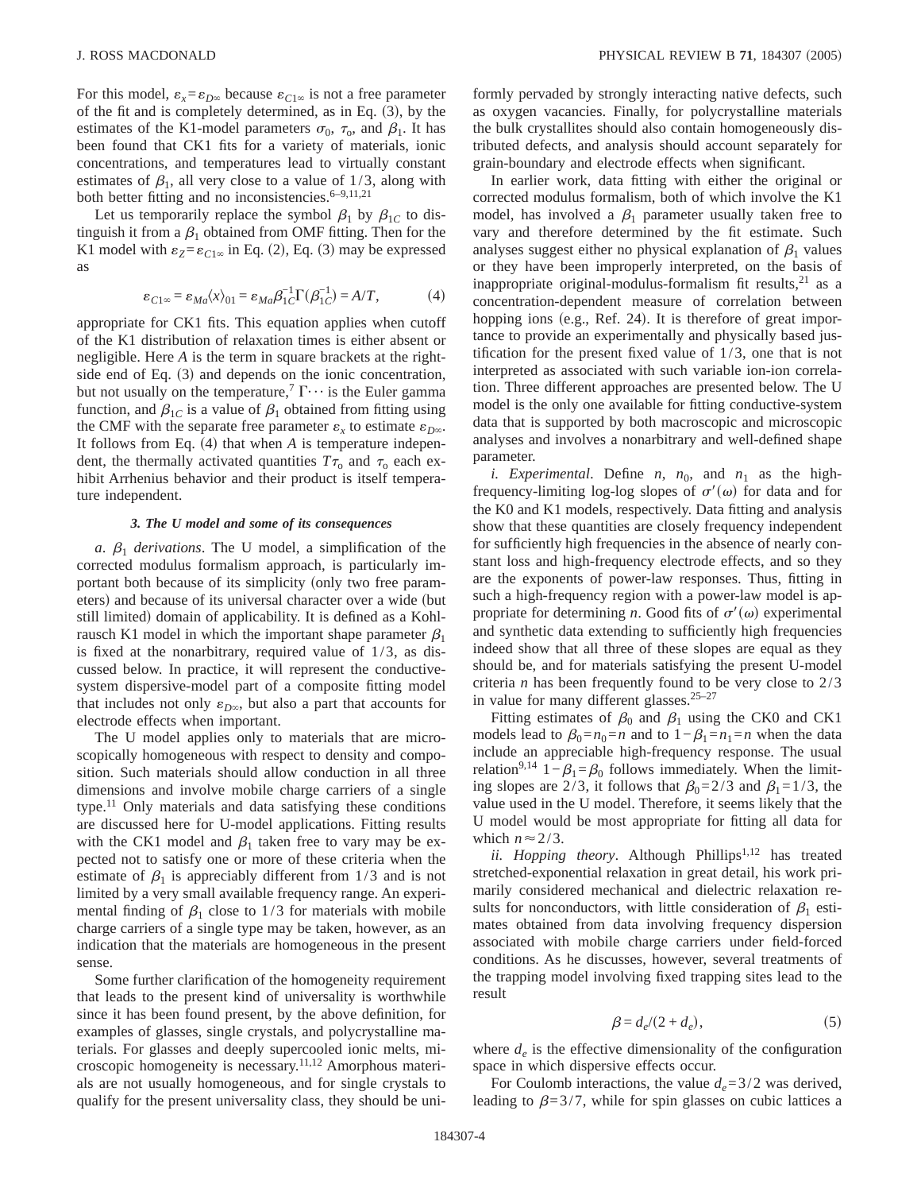For this model, $\varepsilon_x = \varepsilon_{D\infty}$ because $\varepsilon_{C1\infty}$ is not a free parameter of the fit and is completely determined, as in Eq. (3), by the estimates of the K1-model parameters $\sigma_0$, $\tau_o$, and $\beta_1$. It has been found that CK1 fits for a variety of materials, ionic concentrations, and temperatures lead to virtually constant estimates of $\beta_1$, all very close to a value of 1/3, along with both better fitting and no inconsistencies.[6–9,11,21]

Let us temporarily replace the symbol $\beta_1$ by $\beta_{1C}$ to distinguish it from a $\beta_1$ obtained from OMF fitting. Then for the K1 model with $\varepsilon_Z = \varepsilon_{C1\infty}$ in Eq. (2), Eq. (3) may be expressed as

$$\varepsilon_{C1\infty} = \varepsilon_{Ma}\langle x\rangle_{01} = \varepsilon_{Ma}\beta_{1C}^{-1}\Gamma(\beta_{1C}^{-1}) = A/T, \tag{4}$$

appropriate for CK1 fits. This equation applies when cutoff of the K1 distribution of relaxation times is either absent or negligible. Here $A$ is the term in square brackets at the right-side end of Eq. (3) and depends on the ionic concentration, but not usually on the temperature,[7] $\Gamma\cdots$ is the Euler gamma function, and $\beta_{1C}$ is a value of $\beta_1$ obtained from fitting using the CMF with the separate free parameter $\varepsilon_x$ to estimate $\varepsilon_{D\infty}$. It follows from Eq. (4) that when $A$ is temperature independent, the thermally activated quantities $T\tau_o$ and $\tau_o$ each exhibit Arrhenius behavior and their product is itself temperature independent.

### 3. The U model and some of its consequences

*a. $\beta_1$ derivations*. The U model, a simplification of the corrected modulus formalism approach, is particularly important both because of its simplicity (only two free parameters) and because of its universal character over a wide (but still limited) domain of applicability. It is defined as a Kohlrausch K1 model in which the important shape parameter $\beta_1$ is fixed at the nonarbitrary, required value of 1/3, as discussed below. In practice, it will represent the conductive-system dispersive-model part of a composite fitting model that includes not only $\varepsilon_{D\infty}$, but also a part that accounts for electrode effects when important.

The U model applies only to materials that are microscopically homogeneous with respect to density and composition. Such materials should allow conduction in all three dimensions and involve mobile charge carriers of a single type.[11] Only materials and data satisfying these conditions are discussed here for U-model applications. Fitting results with the CK1 model and $\beta_1$ taken free to vary may be expected not to satisfy one or more of these criteria when the estimate of $\beta_1$ is appreciably different from 1/3 and is not limited by a very small available frequency range. An experimental finding of $\beta_1$ close to 1/3 for materials with mobile charge carriers of a single type may be taken, however, as an indication that the materials are homogeneous in the present sense.

Some further clarification of the homogeneity requirement that leads to the present kind of universality is worthwhile since it has been found present, by the above definition, for examples of glasses, single crystals, and polycrystalline materials. For glasses and deeply supercooled ionic melts, microscopic homogeneity is necessary.[11,12] Amorphous materials are not usually homogeneous, and for single crystals to qualify for the present universality class, they should be uniformly pervaded by strongly interacting native defects, such as oxygen vacancies. Finally, for polycrystalline materials the bulk crystallites should also contain homogeneously distributed defects, and analysis should account separately for grain-boundary and electrode effects when significant.

In earlier work, data fitting with either the original or corrected modulus formalism, both of which involve the K1 model, has involved a $\beta_1$ parameter usually taken free to vary and therefore determined by the fit estimate. Such analyses suggest either no physical explanation of $\beta_1$ values or they have been improperly interpreted, on the basis of inappropriate original-modulus-formalism fit results,[21] as a concentration-dependent measure of correlation between hopping ions (e.g., Ref. 24). It is therefore of great importance to provide an experimentally and physically based justification for the present fixed value of 1/3, one that is not interpreted as associated with such variable ion-ion correlation. Three different approaches are presented below. The U model is the only one available for fitting conductive-system data that is supported by both macroscopic and microscopic analyses and involves a nonarbitrary and well-defined shape parameter.

*i. Experimental*. Define $n$, $n_0$, and $n_1$ as the high-frequency-limiting log-log slopes of $\sigma'(\omega)$ for data and for the K0 and K1 models, respectively. Data fitting and analysis show that these quantities are closely frequency independent for sufficiently high frequencies in the absence of nearly constant loss and high-frequency electrode effects, and so they are the exponents of power-law responses. Thus, fitting in such a high-frequency region with a power-law model is appropriate for determining $n$. Good fits of $\sigma'(\omega)$ experimental and synthetic data extending to sufficiently high frequencies indeed show that all three of these slopes are equal as they should be, and for materials satisfying the present U-model criteria $n$ has been frequently found to be very close to 2/3 in value for many different glasses.[25–27]

Fitting estimates of $\beta_0$ and $\beta_1$ using the CK0 and CK1 models lead to $\beta_0 = n_0 = n$ and to $1-\beta_1 = n_1 = n$ when the data include an appreciable high-frequency response. The usual relation[9,14] $1-\beta_1 = \beta_0$ follows immediately. When the limiting slopes are 2/3, it follows that $\beta_0 = 2/3$ and $\beta_1 = 1/3$, the value used in the U model. Therefore, it seems likely that the U model would be most appropriate for fitting all data for which $n \approx 2/3$.

*ii. Hopping theory*. Although Phillips[1,12] has treated stretched-exponential relaxation in great detail, his work primarily considered mechanical and dielectric relaxation results for nonconductors, with little consideration of $\beta_1$ estimates obtained from data involving frequency dispersion associated with mobile charge carriers under field-forced conditions. As he discusses, however, several treatments of the trapping model involving fixed trapping sites lead to the result

$$\beta = d_e/(2 + d_e), \tag{5}$$

where $d_e$ is the effective dimensionality of the configuration space in which dispersive effects occur.

For Coulomb interactions, the value $d_e = 3/2$ was derived, leading to $\beta = 3/7$, while for spin glasses on cubic lattices a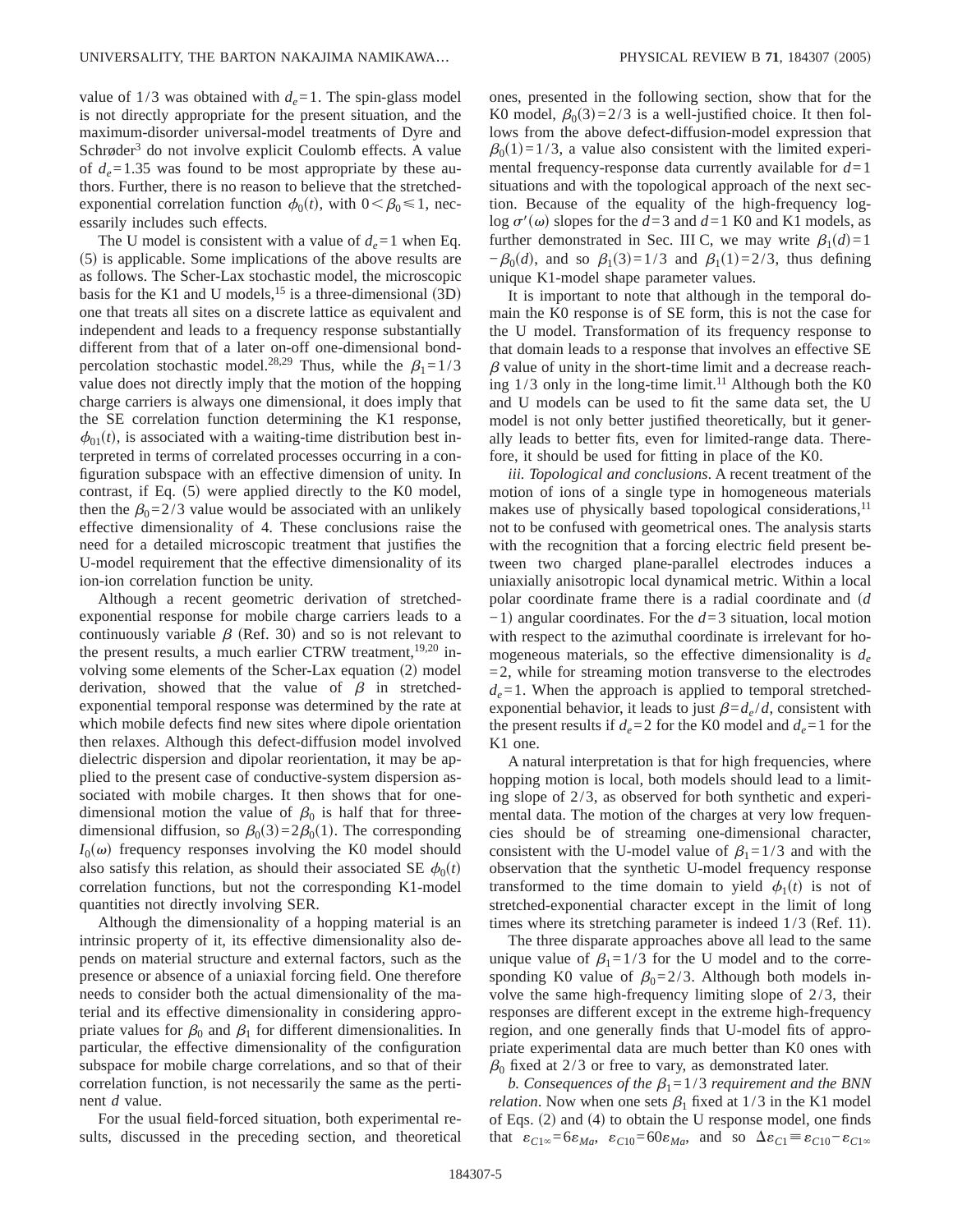value of 1/3 was obtained with $d_e=1$. The spin-glass model is not directly appropriate for the present situation, and the maximum-disorder universal-model treatments of Dyre and Schrøder[3] do not involve explicit Coulomb effects. A value of $d_e=1.35$ was found to be most appropriate by these authors. Further, there is no reason to believe that the stretched-exponential correlation function $\phi_0(t)$, with $0<\beta_0\leqslant 1$, necessarily includes such effects.

The U model is consistent with a value of $d_e=1$ when Eq. (5) is applicable. Some implications of the above results are as follows. The Scher-Lax stochastic model, the microscopic basis for the K1 and U models,[15] is a three-dimensional (3D) one that treats all sites on a discrete lattice as equivalent and independent and leads to a frequency response substantially different from that of a later on-off one-dimensional bond-percolation stochastic model.[28,29] Thus, while the $\beta_1=1/3$ value does not directly imply that the motion of the hopping charge carriers is always one dimensional, it does imply that the SE correlation function determining the K1 response, $\phi_{01}(t)$, is associated with a waiting-time distribution best interpreted in terms of correlated processes occurring in a configuration subspace with an effective dimension of unity. In contrast, if Eq. (5) were applied directly to the K0 model, then the $\beta_0=2/3$ value would be associated with an unlikely effective dimensionality of 4. These conclusions raise the need for a detailed microscopic treatment that justifies the U-model requirement that the effective dimensionality of its ion-ion correlation function be unity.

Although a recent geometric derivation of stretched-exponential response for mobile charge carriers leads to a continuously variable $\beta$ (Ref. 30) and so is not relevant to the present results, a much earlier CTRW treatment,[19,20] involving some elements of the Scher-Lax equation (2) model derivation, showed that the value of $\beta$ in stretched-exponential temporal response was determined by the rate at which mobile defects find new sites where dipole orientation then relaxes. Although this defect-diffusion model involved dielectric dispersion and dipolar reorientation, it may be applied to the present case of conductive-system dispersion associated with mobile charges. It then shows that for one-dimensional motion the value of $\beta_0$ is half that for three-dimensional diffusion, so $\beta_0(3)=2\beta_0(1)$. The corresponding $I_0(\omega)$ frequency responses involving the K0 model should also satisfy this relation, as should their associated SE $\phi_0(t)$ correlation functions, but not the corresponding K1-model quantities not directly involving SER.

Although the dimensionality of a hopping material is an intrinsic property of it, its effective dimensionality also depends on material structure and external factors, such as the presence or absence of a uniaxial forcing field. One therefore needs to consider both the actual dimensionality of the material and its effective dimensionality in considering appropriate values for $\beta_0$ and $\beta_1$ for different dimensionalities. In particular, the effective dimensionality of the configuration subspace for mobile charge correlations, and so that of their correlation function, is not necessarily the same as the pertinent $d$ value.

For the usual field-forced situation, both experimental results, discussed in the preceding section, and theoretical ones, presented in the following section, show that for the K0 model, $\beta_0(3)=2/3$ is a well-justified choice. It then follows from the above defect-diffusion-model expression that $\beta_0(1)=1/3$, a value also consistent with the limited experimental frequency-response data currently available for $d=1$ situations and with the topological approach of the next section. Because of the equality of the high-frequency log-log $\sigma'(\omega)$ slopes for the $d=3$ and $d=1$ K0 and K1 models, as further demonstrated in Sec. III C, we may write $\beta_1(d)=1-\beta_0(d)$, and so $\beta_1(3)=1/3$ and $\beta_1(1)=2/3$, thus defining unique K1-model shape parameter values.

It is important to note that although in the temporal domain the K0 response is of SE form, this is not the case for the U model. Transformation of its frequency response to that domain leads to a response that involves an effective SE $\beta$ value of unity in the short-time limit and a decrease reaching 1/3 only in the long-time limit.[11] Although both the K0 and U models can be used to fit the same data set, the U model is not only better justified theoretically, but it generally leads to better fits, even for limited-range data. Therefore, it should be used for fitting in place of the K0.

*iii. Topological and conclusions*. A recent treatment of the motion of ions of a single type in homogeneous materials makes use of physically based topological considerations,[11] not to be confused with geometrical ones. The analysis starts with the recognition that a forcing electric field present between two charged plane-parallel electrodes induces a uniaxially anisotropic local dynamical metric. Within a local polar coordinate frame there is a radial coordinate and $(d-1)$ angular coordinates. For the $d=3$ situation, local motion with respect to the azimuthal coordinate is irrelevant for homogeneous materials, so the effective dimensionality is $d_e=2$, while for streaming motion transverse to the electrodes $d_e=1$. When the approach is applied to temporal stretched-exponential behavior, it leads to just $\beta=d_e/d$, consistent with the present results if $d_e=2$ for the K0 model and $d_e=1$ for the K1 one.

A natural interpretation is that for high frequencies, where hopping motion is local, both models should lead to a limiting slope of 2/3, as observed for both synthetic and experimental data. The motion of the charges at very low frequencies should be of streaming one-dimensional character, consistent with the U-model value of $\beta_1=1/3$ and with the observation that the synthetic U-model frequency response transformed to the time domain to yield $\phi_1(t)$ is not of stretched-exponential character except in the limit of long times where its stretching parameter is indeed 1/3 (Ref. 11).

The three disparate approaches above all lead to the same unique value of $\beta_1=1/3$ for the U model and to the corresponding K0 value of $\beta_0=2/3$. Although both models involve the same high-frequency limiting slope of 2/3, their responses are different except in the extreme high-frequency region, and one generally finds that U-model fits of appropriate experimental data are much better than K0 ones with $\beta_0$ fixed at 2/3 or free to vary, as demonstrated later.

*b. Consequences of the $\beta_1=1/3$ requirement and the BNN relation*. Now when one sets $\beta_1$ fixed at 1/3 in the K1 model of Eqs. (2) and (4) to obtain the U response model, one finds that $\varepsilon_{C1\infty}=6\varepsilon_{Ma}$, $\varepsilon_{C10}=60\varepsilon_{Ma}$, and so $\Delta\varepsilon_{C1}\equiv\varepsilon_{C10}-\varepsilon_{C1\infty}$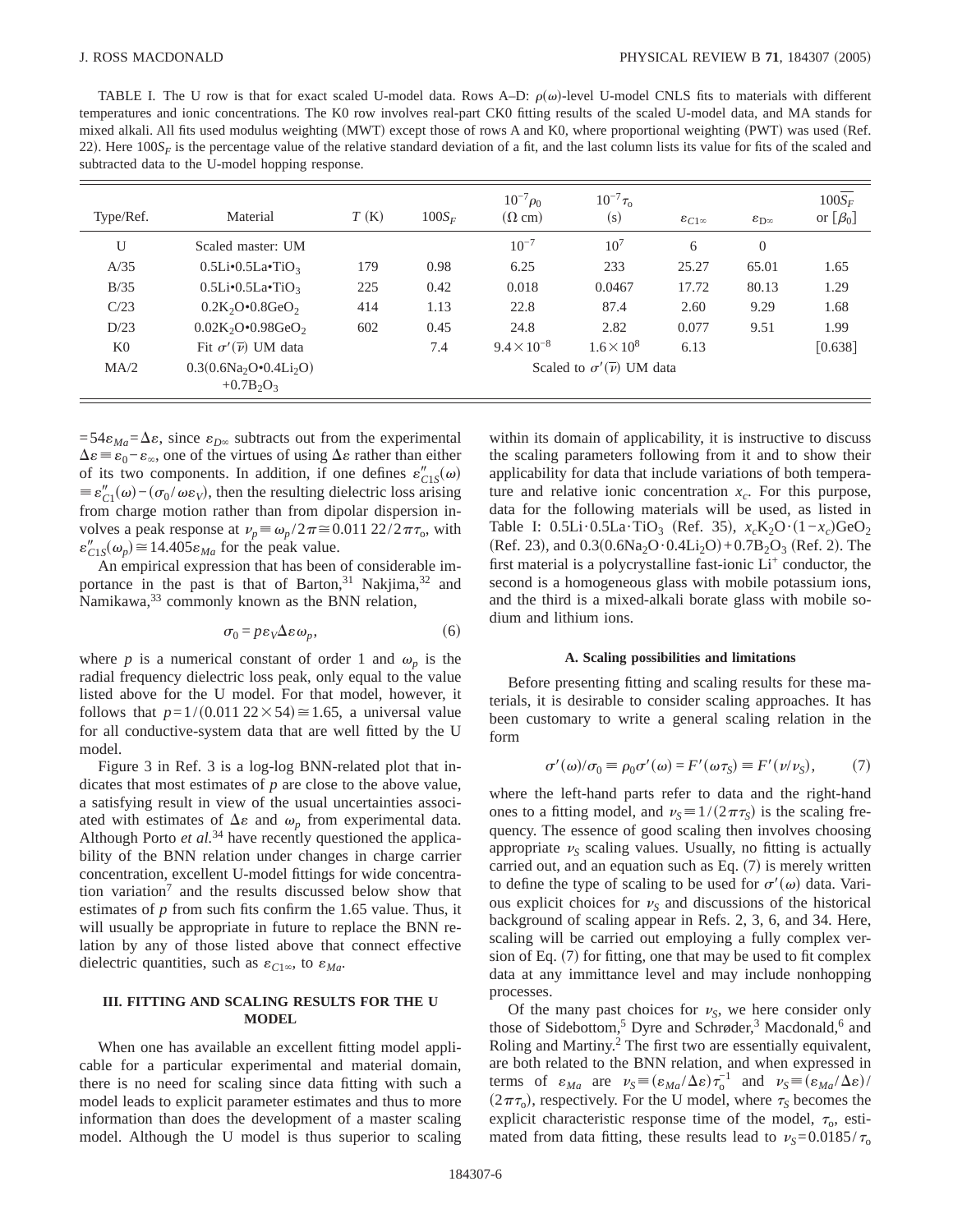TABLE I. The U row is that for exact scaled U-model data. Rows A–D: $\rho(\omega)$-level U-model CNLS fits to materials with different temperatures and ionic concentrations. The K0 row involves real-part CK0 fitting results of the scaled U-model data, and MA stands for mixed alkali. All fits used modulus weighting (MWT) except those of rows A and K0, where proportional weighting (PWT) was used (Ref. 22). Here $100S_F$ is the percentage value of the relative standard deviation of a fit, and the last column lists its value for fits of the scaled and subtracted data to the U-model hopping response.

| Type/Ref. | Material | $T$ (K) | $100S_F$ | $10^{-7}\rho_0$ ($\Omega$ cm) | $10^{-7}\tau_o$ (s) | $\varepsilon_{C1\infty}$ | $\varepsilon_{D\infty}$ | $100\overline{S_F}$ or $[\beta_0]$ |
|---|---|---|---|---|---|---|---|---|
| U | Scaled master: UM | | | $10^{-7}$ | $10^{7}$ | 6 | 0 | |
| A/35 | $0.5Li{\bullet}0.5La{\bullet}TiO_3$ | 179 | 0.98 | 6.25 | 233 | 25.27 | 65.01 | 1.65 |
| B/35 | $0.5Li{\bullet}0.5La{\bullet}TiO_3$ | 225 | 0.42 | 0.018 | 0.0467 | 17.72 | 80.13 | 1.29 |
| C/23 | $0.2K_2O{\bullet}0.8GeO_2$ | 414 | 1.13 | 22.8 | 87.4 | 2.60 | 9.29 | 1.68 |
| D/23 | $0.02K_2O{\bullet}0.98GeO_2$ | 602 | 0.45 | 24.8 | 2.82 | 0.077 | 9.51 | 1.99 |
| K0 | Fit $\sigma'(\bar{\nu})$ UM data | | 7.4 | $9.4\times10^{-8}$ | $1.6\times10^{8}$ | 6.13 | | [0.638] |
| MA/2 | $0.3(0.6Na_2O{\bullet}0.4Li_2O)+0.7B_2O_3$ | | | Scaled to $\sigma'(\bar{\nu})$ UM data | | | | |

$=54\varepsilon_{Ma}=\Delta\varepsilon$, since $\varepsilon_{D\infty}$ subtracts out from the experimental $\Delta\varepsilon\equiv\varepsilon_0-\varepsilon_\infty$, one of the virtues of using $\Delta\varepsilon$ rather than either of its two components. In addition, if one defines $\varepsilon''_{C1S}(\omega)\equiv\varepsilon''_{C1}(\omega)-(\sigma_0/\omega\varepsilon_V)$, then the resulting dielectric loss arising from charge motion rather than from dipolar dispersion involves a peak response at $\nu_p\equiv\omega_p/2\pi\cong0.011\,22/2\pi\tau_o$, with $\varepsilon''_{C1S}(\omega_p)\cong14.405\varepsilon_{Ma}$ for the peak value.

An empirical expression that has been of considerable importance in the past is that of Barton,[31] Nakjima,[32] and Namikawa,[33] commonly known as the BNN relation,

$$\sigma_0=p\varepsilon_V\Delta\varepsilon\omega_p, \tag{6}$$

where $p$ is a numerical constant of order 1 and $\omega_p$ is the radial frequency dielectric loss peak, only equal to the value listed above for the U model. For that model, however, it follows that $p=1/(0.011\,22\times54)\cong1.65$, a universal value for all conductive-system data that are well fitted by the U model.

Figure 3 in Ref. 3 is a log-log BNN-related plot that indicates that most estimates of $p$ are close to the above value, a satisfying result in view of the usual uncertainties associated with estimates of $\Delta\varepsilon$ and $\omega_p$ from experimental data. Although Porto *et al.*[34] have recently questioned the applicability of the BNN relation under changes in charge carrier concentration, excellent U-model fittings for wide concentration variation[7] and the results discussed below show that estimates of $p$ from such fits confirm the 1.65 value. Thus, it will usually be appropriate in future to replace the BNN relation by any of those listed above that connect effective dielectric quantities, such as $\varepsilon_{C1\infty}$, to $\varepsilon_{Ma}$.

### III. FITTING AND SCALING RESULTS FOR THE U MODEL

When one has available an excellent fitting model applicable for a particular experimental and material domain, there is no need for scaling since data fitting with such a model leads to explicit parameter estimates and thus to more information than does the development of a master scaling model. Although the U model is thus superior to scaling within its domain of applicability, it is instructive to discuss the scaling parameters following from it and to show their applicability for data that include variations of both temperature and relative ionic concentration $x_c$. For this purpose, data for the following materials will be used, as listed in Table I: $0.5Li\cdot0.5La\cdot TiO_3$ (Ref. 35), $x_cK_2O\cdot(1-x_c)GeO_2$ (Ref. 23), and $0.3(0.6Na_2O\cdot0.4Li_2O)+0.7B_2O_3$ (Ref. 2). The first material is a polycrystalline fast-ionic $Li^+$ conductor, the second is a homogeneous glass with mobile potassium ions, and the third is a mixed-alkali borate glass with mobile sodium and lithium ions.

#### A. Scaling possibilities and limitations

Before presenting fitting and scaling results for these materials, it is desirable to consider scaling approaches. It has been customary to write a general scaling relation in the form

$$\sigma'(\omega)/\sigma_0\equiv\rho_0\sigma'(\omega)=F'(\omega\tau_S)\equiv F'(\nu/\nu_S), \tag{7}$$

where the left-hand parts refer to data and the right-hand ones to a fitting model, and $\nu_S\equiv1/(2\pi\tau_S)$ is the scaling frequency. The essence of good scaling then involves choosing appropriate $\nu_S$ scaling values. Usually, no fitting is actually carried out, and an equation such as Eq. (7) is merely written to define the type of scaling to be used for $\sigma'(\omega)$ data. Various explicit choices for $\nu_S$ and discussions of the historical background of scaling appear in Refs. 2, 3, 6, and 34. Here, scaling will be carried out employing a fully complex version of Eq. (7) for fitting, one that may be used to fit complex data at any immittance level and may include nonhopping processes.

Of the many past choices for $\nu_S$, we here consider only those of Sidebottom,[5] Dyre and Schrøder,[3] Macdonald,[6] and Roling and Martiny.[2] The first two are essentially equivalent, are both related to the BNN relation, and when expressed in terms of $\varepsilon_{Ma}$ are $\nu_S\equiv(\varepsilon_{Ma}/\Delta\varepsilon)\tau_o^{-1}$ and $\nu_S\equiv(\varepsilon_{Ma}/\Delta\varepsilon)/(2\pi\tau_o)$, respectively. For the U model, where $\tau_S$ becomes the explicit characteristic response time of the model, $\tau_o$, estimated from data fitting, these results lead to $\nu_S=0.0185/\tau_o$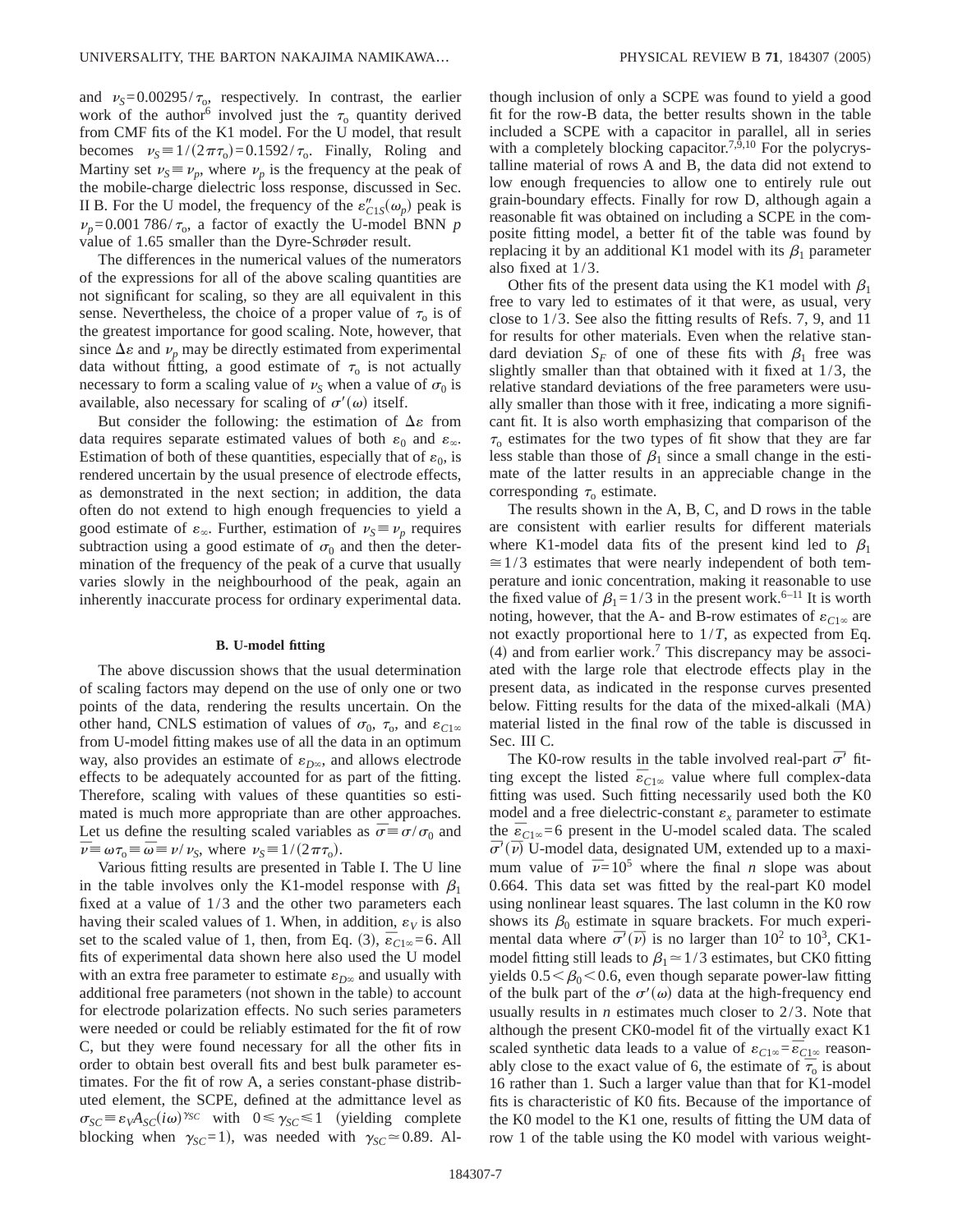and $\nu_S = 0.00295/\tau_o$, respectively. In contrast, the earlier work of the author[6] involved just the $\tau_o$ quantity derived from CMF fits of the K1 model. For the U model, that result becomes $\nu_S \equiv 1/(2\pi\tau_o) = 0.1592/\tau_o$. Finally, Roling and Martiny set $\nu_S \equiv \nu_p$, where $\nu_p$ is the frequency at the peak of the mobile-charge dielectric loss response, discussed in Sec. II B. For the U model, the frequency of the $\varepsilon''_{C1S}(\omega_p)$ peak is $\nu_p = 0.001\,786/\tau_o$, a factor of exactly the U-model BNN $p$ value of 1.65 smaller than the Dyre-Schrøder result.

The differences in the numerical values of the numerators of the expressions for all of the above scaling quantities are not significant for scaling, so they are all equivalent in this sense. Nevertheless, the choice of a proper value of $\tau_o$ is of the greatest importance for good scaling. Note, however, that since $\Delta\varepsilon$ and $\nu_p$ may be directly estimated from experimental data without fitting, a good estimate of $\tau_o$ is not actually necessary to form a scaling value of $\nu_S$ when a value of $\sigma_0$ is available, also necessary for scaling of $\sigma'(\omega)$ itself.

But consider the following: the estimation of $\Delta\varepsilon$ from data requires separate estimated values of both $\varepsilon_0$ and $\varepsilon_\infty$. Estimation of both of these quantities, especially that of $\varepsilon_0$, is rendered uncertain by the usual presence of electrode effects, as demonstrated in the next section; in addition, the data often do not extend to high enough frequencies to yield a good estimate of $\varepsilon_\infty$. Further, estimation of $\nu_S \equiv \nu_p$ requires subtraction using a good estimate of $\sigma_0$ and then the determination of the frequency of the peak of a curve that usually varies slowly in the neighbourhood of the peak, again an inherently inaccurate process for ordinary experimental data.

### B. U-model fitting

The above discussion shows that the usual determination of scaling factors may depend on the use of only one or two points of the data, rendering the results uncertain. On the other hand, CNLS estimation of values of $\sigma_0$, $\tau_o$, and $\varepsilon_{C1\infty}$ from U-model fitting makes use of all the data in an optimum way, also provides an estimate of $\varepsilon_{D\infty}$, and allows electrode effects to be adequately accounted for as part of the fitting. Therefore, scaling with values of these quantities so estimated is much more appropriate than are other approaches. Let us define the resulting scaled variables as $\overline{\sigma} \equiv \sigma/\sigma_0$ and $\overline{\nu} \equiv \omega\tau_o \equiv \overline{\omega} \equiv \nu/\nu_S$, where $\nu_S \equiv 1/(2\pi\tau_o)$.

Various fitting results are presented in Table I. The U line in the table involves only the K1-model response with $\beta_1$ fixed at a value of $1/3$ and the other two parameters each having their scaled values of 1. When, in addition, $\varepsilon_V$ is also set to the scaled value of 1, then, from Eq. (3), $\overline{\varepsilon}_{C1\infty} = 6$. All fits of experimental data shown here also used the U model with an extra free parameter to estimate $\varepsilon_{D\infty}$ and usually with additional free parameters (not shown in the table) to account for electrode polarization effects. No such series parameters were needed or could be reliably estimated for the fit of row C, but they were found necessary for all the other fits in order to obtain best overall fits and best bulk parameter estimates. For the fit of row A, a series constant-phase distributed element, the SCPE, defined at the admittance level as $\sigma_{SC} \equiv \varepsilon_V A_{SC}(i\omega)^{\gamma_{SC}}$ with $0 \le \gamma_{SC} \le 1$ (yielding complete blocking when $\gamma_{SC} = 1$), was needed with $\gamma_{SC} \simeq 0.89$. Although inclusion of only a SCPE was found to yield a good fit for the row-B data, the better results shown in the table included a SCPE with a capacitor in parallel, all in series with a completely blocking capacitor.[7,9,10] For the polycrystalline material of rows A and B, the data did not extend to low enough frequencies to allow one to entirely rule out grain-boundary effects. Finally for row D, although again a reasonable fit was obtained on including a SCPE in the composite fitting model, a better fit of the table was found by replacing it by an additional K1 model with its $\beta_1$ parameter also fixed at $1/3$.

Other fits of the present data using the K1 model with $\beta_1$ free to vary led to estimates of it that were, as usual, very close to $1/3$. See also the fitting results of Refs. 7, 9, and 11 for results for other materials. Even when the relative standard deviation $S_F$ of one of these fits with $\beta_1$ free was slightly smaller than that obtained with it fixed at $1/3$, the relative standard deviations of the free parameters were usually smaller than those with it free, indicating a more significant fit. It is also worth emphasizing that comparison of the $\tau_o$ estimates for the two types of fit show that they are far less stable than those of $\beta_1$ since a small change in the estimate of the latter results in an appreciable change in the corresponding $\tau_o$ estimate.

The results shown in the A, B, C, and D rows in the table are consistent with earlier results for different materials where K1-model data fits of the present kind led to $\beta_1 \cong 1/3$ estimates that were nearly independent of both temperature and ionic concentration, making it reasonable to use the fixed value of $\beta_1 = 1/3$ in the present work.[6–11] It is worth noting, however, that the A- and B-row estimates of $\varepsilon_{C1\infty}$ are not exactly proportional here to $1/T$, as expected from Eq. (4) and from earlier work.[7] This discrepancy may be associated with the large role that electrode effects play in the present data, as indicated in the response curves presented below. Fitting results for the data of the mixed-alkali (MA) material listed in the final row of the table is discussed in Sec. III C.

The K0-row results in the table involved real-part $\overline{\sigma}'$ fitting except the listed $\overline{\varepsilon}_{C1\infty}$ value where full complex-data fitting was used. Such fitting necessarily used both the K0 model and a free dielectric-constant $\varepsilon_x$ parameter to estimate the $\overline{\varepsilon}_{C1\infty} = 6$ present in the U-model scaled data. The scaled $\overline{\sigma}'(\overline{\nu})$ U-model data, designated UM, extended up to a maximum value of $\overline{\nu} = 10^5$ where the final $n$ slope was about 0.664. This data set was fitted by the real-part K0 model using nonlinear least squares. The last column in the K0 row shows its $\beta_0$ estimate in square brackets. For much experimental data where $\overline{\sigma}'(\overline{\nu})$ is no larger than $10^2$ to $10^3$, CK1-model fitting still leads to $\beta_1 \simeq 1/3$ estimates, but CK0 fitting yields $0.5 < \beta_0 < 0.6$, even though separate power-law fitting of the bulk part of the $\sigma'(\omega)$ data at the high-frequency end usually results in $n$ estimates much closer to $2/3$. Note that although the present CK0-model fit of the virtually exact K1 scaled synthetic data leads to a value of $\varepsilon_{C1\infty} = \overline{\varepsilon}_{C1\infty}$ reasonably close to the exact value of 6, the estimate of $\overline{\tau}_o$ is about 16 rather than 1. Such a larger value than that for K1-model fits is characteristic of K0 fits. Because of the importance of the K0 model to the K1 one, results of fitting the UM data of row 1 of the table using the K0 model with various weight-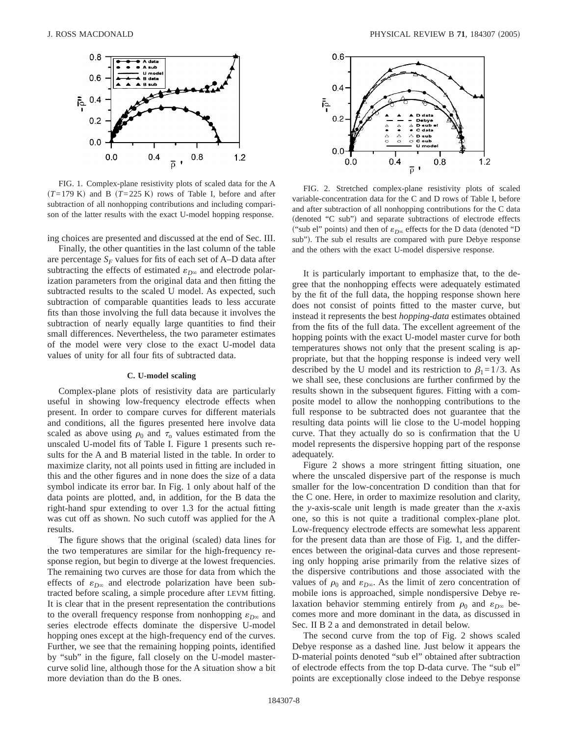FIG. 1. Complex-plane resistivity plots of scaled data for the A ($T=179$ K) and B ($T=225$ K) rows of Table I, before and after subtraction of all nonhopping contributions and including comparison of the latter results with the exact U-model hopping response.

ing choices are presented and discussed at the end of Sec. III.

Finally, the other quantities in the last column of the table are percentage $S_F$ values for fits of each set of A–D data after subtracting the effects of estimated $\varepsilon_{D\infty}$ and electrode polarization parameters from the original data and then fitting the subtracted results to the scaled U model. As expected, such subtraction of comparable quantities leads to less accurate fits than those involving the full data because it involves the subtraction of nearly equally large quantities to find their small differences. Nevertheless, the two parameter estimates of the model were very close to the exact U-model data values of unity for all four fits of subtracted data.

### C. U-model scaling

Complex-plane plots of resistivity data are particularly useful in showing low-frequency electrode effects when present. In order to compare curves for different materials and conditions, all the figures presented here involve data scaled as above using $\rho_0$ and $\tau_o$ values estimated from the unscaled U-model fits of Table I. Figure 1 presents such results for the A and B material listed in the table. In order to maximize clarity, not all points used in fitting are included in this and the other figures and in none does the size of a data symbol indicate its error bar. In Fig. 1 only about half of the data points are plotted, and, in addition, for the B data the right-hand spur extending to over 1.3 for the actual fitting was cut off as shown. No such cutoff was applied for the A results.

The figure shows that the original (scaled) data lines for the two temperatures are similar for the high-frequency response region, but begin to diverge at the lowest frequencies. The remaining two curves are those for data from which the effects of $\varepsilon_{D\infty}$ and electrode polarization have been subtracted before scaling, a simple procedure after LEVM fitting. It is clear that in the present representation the contributions to the overall frequency response from nonhopping $\varepsilon_{D\infty}$ and series electrode effects dominate the dispersive U-model hopping ones except at the high-frequency end of the curves. Further, we see that the remaining hopping points, identified by "sub" in the figure, fall closely on the U-model master-curve solid line, although those for the A situation show a bit more deviation than do the B ones.

FIG. 2. Stretched complex-plane resistivity plots of scaled variable-concentration data for the C and D rows of Table I, before and after subtraction of all nonhopping contributions for the C data (denoted "C sub") and separate subtractions of electrode effects ("sub el" points) and then of $\varepsilon_{D\infty}$ effects for the D data (denoted "D sub"). The sub el results are compared with pure Debye response and the others with the exact U-model dispersive response.

It is particularly important to emphasize that, to the degree that the nonhopping effects were adequately estimated by the fit of the full data, the hopping response shown here does not consist of points fitted to the master curve, but instead it represents the best *hopping-data* estimates obtained from the fits of the full data. The excellent agreement of the hopping points with the exact U-model master curve for both temperatures shows not only that the present scaling is appropriate, but that the hopping response is indeed very well described by the U model and its restriction to $\beta_1=1/3$. As we shall see, these conclusions are further confirmed by the results shown in the subsequent figures. Fitting with a composite model to allow the nonhopping contributions to the full response to be subtracted does not guarantee that the resulting data points will lie close to the U-model hopping curve. That they actually do so is confirmation that the U model represents the dispersive hopping part of the response adequately.

Figure 2 shows a more stringent fitting situation, one where the unscaled dispersive part of the response is much smaller for the low-concentration D condition than that for the C one. Here, in order to maximize resolution and clarity, the *y*-axis-scale unit length is made greater than the *x*-axis one, so this is not quite a traditional complex-plane plot. Low-frequency electrode effects are somewhat less apparent for the present data than are those of Fig. 1, and the differences between the original-data curves and those representing only hopping arise primarily from the relative sizes of the dispersive contributions and those associated with the values of $\rho_0$ and $\varepsilon_{D\infty}$. As the limit of zero concentration of mobile ions is approached, simple nondispersive Debye relaxation behavior stemming entirely from $\rho_0$ and $\varepsilon_{D\infty}$ becomes more and more dominant in the data, as discussed in Sec. II B 2 a and demonstrated in detail below.

The second curve from the top of Fig. 2 shows scaled Debye response as a dashed line. Just below it appears the D-material points denoted "sub el" obtained after subtraction of electrode effects from the top D-data curve. The "sub el" points are exceptionally close indeed to the Debye response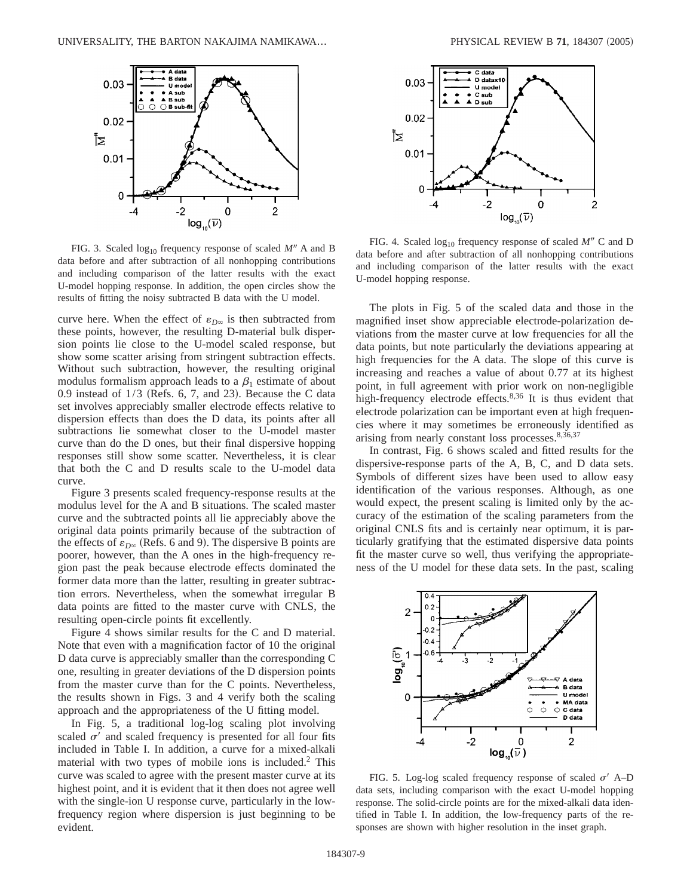FIG. 3. Scaled $\log_{10}$ frequency response of scaled $M''$ A and B data before and after subtraction of all nonhopping contributions and including comparison of the latter results with the exact U-model hopping response. In addition, the open circles show the results of fitting the noisy subtracted B data with the U model.

FIG. 4. Scaled $\log_{10}$ frequency response of scaled $M''$ C and D data before and after subtraction of all nonhopping contributions and including comparison of the latter results with the exact U-model hopping response.

curve here. When the effect of $\varepsilon_{D\infty}$ is then subtracted from these points, however, the resulting D-material bulk dispersion points lie close to the U-model scaled response, but show some scatter arising from stringent subtraction effects. Without such subtraction, however, the resulting original modulus formalism approach leads to a $\beta_1$ estimate of about 0.9 instead of $1/3$ (Refs. 6, 7, and 23). Because the C data set involves appreciably smaller electrode effects relative to dispersion effects than does the D data, its points after all subtractions lie somewhat closer to the U-model master curve than do the D ones, but their final dispersive hopping responses still show some scatter. Nevertheless, it is clear that both the C and D results scale to the U-model data curve.

Figure 3 presents scaled frequency-response results at the modulus level for the A and B situations. The scaled master curve and the subtracted points all lie appreciably above the original data points primarily because of the subtraction of the effects of $\varepsilon_{D\infty}$ (Refs. 6 and 9). The dispersive B points are poorer, however, than the A ones in the high-frequency region past the peak because electrode effects dominated the former data more than the latter, resulting in greater subtraction errors. Nevertheless, when the somewhat irregular B data points are fitted to the master curve with CNLS, the resulting open-circle points fit excellently.

Figure 4 shows similar results for the C and D material. Note that even with a magnification factor of 10 the original D data curve is appreciably smaller than the corresponding C one, resulting in greater deviations of the D dispersion points from the master curve than for the C points. Nevertheless, the results shown in Figs. 3 and 4 verify both the scaling approach and the appropriateness of the U fitting model.

In Fig. 5, a traditional log-log scaling plot involving scaled $\sigma'$ and scaled frequency is presented for all four fits included in Table I. In addition, a curve for a mixed-alkali material with two types of mobile ions is included.[2] This curve was scaled to agree with the present master curve at its highest point, and it is evident that it then does not agree well with the single-ion U response curve, particularly in the low-frequency region where dispersion is just beginning to be evident.

The plots in Fig. 5 of the scaled data and those in the magnified inset show appreciable electrode-polarization deviations from the master curve at low frequencies for all the data points, but note particularly the deviations appearing at high frequencies for the A data. The slope of this curve is increasing and reaches a value of about 0.77 at its highest point, in full agreement with prior work on non-negligible high-frequency electrode effects.[8,36] It is thus evident that electrode polarization can be important even at high frequencies where it may sometimes be erroneously identified as arising from nearly constant loss processes.[8,36,37]

In contrast, Fig. 6 shows scaled and fitted results for the dispersive-response parts of the A, B, C, and D data sets. Symbols of different sizes have been used to allow easy identification of the various responses. Although, as one would expect, the present scaling is limited only by the accuracy of the estimation of the scaling parameters from the original CNLS fits and is certainly near optimum, it is particularly gratifying that the estimated dispersive data points fit the master curve so well, thus verifying the appropriateness of the U model for these data sets. In the past, scaling

FIG. 5. Log-log scaled frequency response of scaled $\sigma'$ A–D data sets, including comparison with the exact U-model hopping response. The solid-circle points are for the mixed-alkali data identified in Table I. In addition, the low-frequency parts of the responses are shown with higher resolution in the inset graph.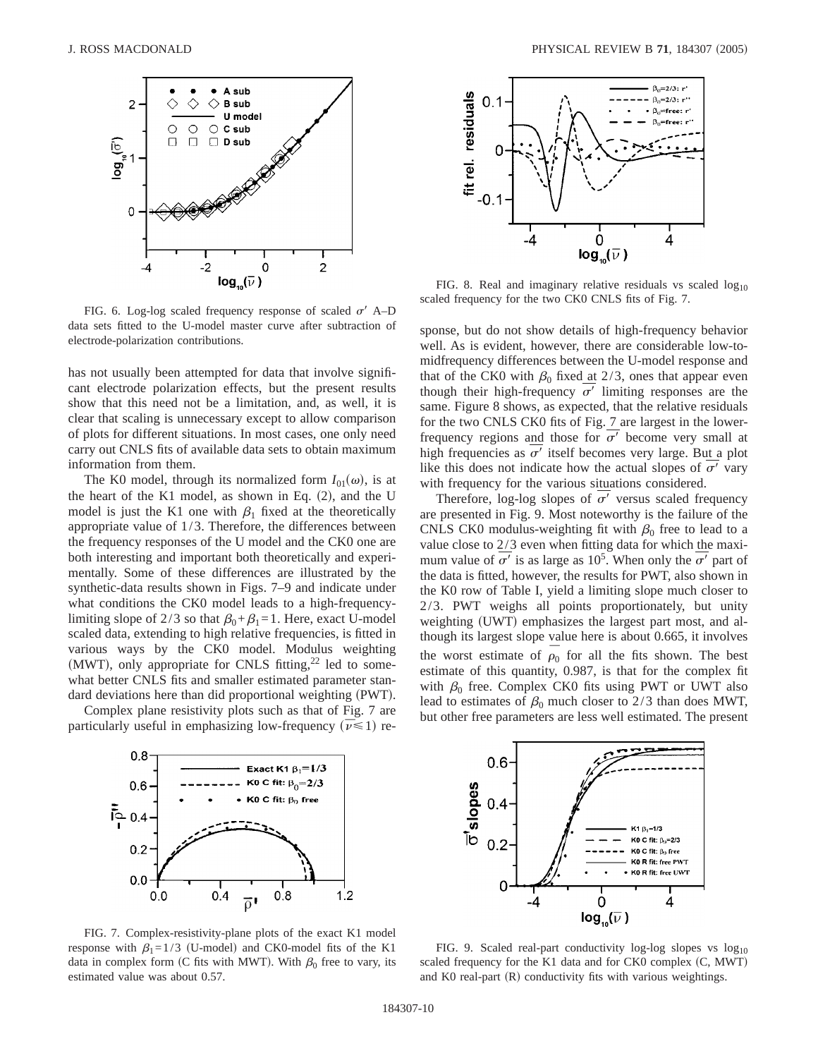FIG. 6. Log-log scaled frequency response of scaled $\sigma'$ A–D data sets fitted to the U-model master curve after subtraction of electrode-polarization contributions.

has not usually been attempted for data that involve significant electrode polarization effects, but the present results show that this need not be a limitation, and, as well, it is clear that scaling is unnecessary except to allow comparison of plots for different situations. In most cases, one only need carry out CNLS fits of available data sets to obtain maximum information from them.

The K0 model, through its normalized form $I_{01}(\omega)$, is at the heart of the K1 model, as shown in Eq. (2), and the U model is just the K1 one with $\beta_1$ fixed at the theoretically appropriate value of 1/3. Therefore, the differences between the frequency responses of the U model and the CK0 one are both interesting and important both theoretically and experimentally. Some of these differences are illustrated by the synthetic-data results shown in Figs. 7–9 and indicate under what conditions the CK0 model leads to a high-frequency-limiting slope of 2/3 so that $\beta_0+\beta_1=1$. Here, exact U-model scaled data, extending to high relative frequencies, is fitted in various ways by the CK0 model. Modulus weighting (MWT), only appropriate for CNLS fitting,[22] led to somewhat better CNLS fits and smaller estimated parameter standard deviations here than did proportional weighting (PWT).

Complex plane resistivity plots such as that of Fig. 7 are particularly useful in emphasizing low-frequency ($\overline{\nu} \lesssim 1$) response, but do not show details of high-frequency behavior well. As is evident, however, there are considerable low-to-midfrequency differences between the U-model response and that of the CK0 with $\beta_0$ fixed at 2/3, ones that appear even though their high-frequency $\overline{\sigma'}$ limiting responses are the same. Figure 8 shows, as expected, that the relative residuals for the two CNLS CK0 fits of Fig. 7 are largest in the lower-frequency regions and those for $\overline{\sigma'}$ become very small at high frequencies as $\overline{\sigma'}$ itself becomes very large. But a plot like this does not indicate how the actual slopes of $\overline{\sigma'}$ vary with frequency for the various situations considered.

Therefore, log-log slopes of $\overline{\sigma'}$ versus scaled frequency are presented in Fig. 9. Most noteworthy is the failure of the CNLS CK0 modulus-weighting fit with $\beta_0$ free to lead to a value close to 2/3 even when fitting data for which the maximum value of $\overline{\sigma'}$ is as large as $10^5$. When only the $\overline{\sigma'}$ part of the data is fitted, however, the results for PWT, also shown in the K0 row of Table I, yield a limiting slope much closer to 2/3. PWT weighs all points proportionately, but unity weighting (UWT) emphasizes the largest part most, and although its largest slope value here is about 0.665, it involves the worst estimate of $\overline{\rho}_0$ for all the fits shown. The best estimate of this quantity, 0.987, is that for the complex fit with $\beta_0$ free. Complex CK0 fits using PWT or UWT also lead to estimates of $\beta_0$ much closer to 2/3 than does MWT, but other free parameters are less well estimated. The present

FIG. 8. Real and imaginary relative residuals vs scaled $\log_{10}$ scaled frequency for the two CK0 CNLS fits of Fig. 7.

FIG. 7. Complex-resistivity-plane plots of the exact K1 model response with $\beta_1=1/3$ (U-model) and CK0-model fits of the K1 data in complex form (C fits with MWT). With $\beta_0$ free to vary, its estimated value was about 0.57.

FIG. 9. Scaled real-part conductivity log-log slopes vs $\log_{10}$ scaled frequency for the K1 data and for CK0 complex (C, MWT) and K0 real-part (R) conductivity fits with various weightings.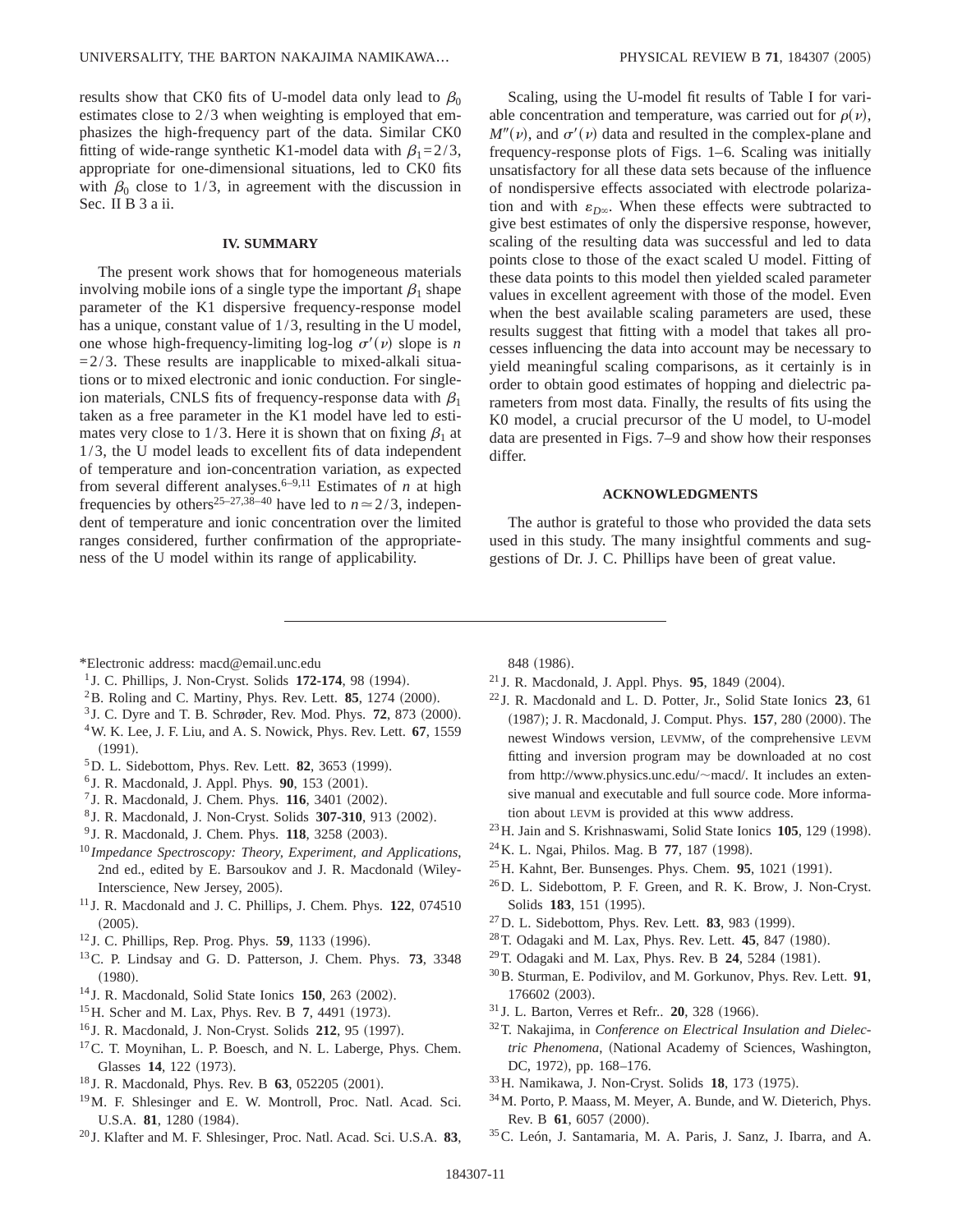results show that CK0 fits of U-model data only lead to $\beta_0$ estimates close to 2/3 when weighting is employed that emphasizes the high-frequency part of the data. Similar CK0 fitting of wide-range synthetic K1-model data with $\beta_1 = 2/3$, appropriate for one-dimensional situations, led to CK0 fits with $\beta_0$ close to 1/3, in agreement with the discussion in Sec. II B 3 a ii.

## IV. SUMMARY

The present work shows that for homogeneous materials involving mobile ions of a single type the important $\beta_1$ shape parameter of the K1 dispersive frequency-response model has a unique, constant value of 1/3, resulting in the U model, one whose high-frequency-limiting log-log $\sigma'(\nu)$ slope is $n = 2/3$. These results are inapplicable to mixed-alkali situations or to mixed electronic and ionic conduction. For single-ion materials, CNLS fits of frequency-response data with $\beta_1$ taken as a free parameter in the K1 model have led to estimates very close to 1/3. Here it is shown that on fixing $\beta_1$ at 1/3, the U model leads to excellent fits of data independent of temperature and ion-concentration variation, as expected from several different analyses.[6–9,11] Estimates of $n$ at high frequencies by others[25–27,38–40] have led to $n \simeq 2/3$, independent of temperature and ionic concentration over the limited ranges considered, further confirmation of the appropriateness of the U model within its range of applicability.

Scaling, using the U-model fit results of Table I for variable concentration and temperature, was carried out for $\rho(\nu)$, $M''(\nu)$, and $\sigma'(\nu)$ data and resulted in the complex-plane and frequency-response plots of Figs. 1–6. Scaling was initially unsatisfactory for all these data sets because of the influence of nondispersive effects associated with electrode polarization and with $\varepsilon_{D\infty}$. When these effects were subtracted to give best estimates of only the dispersive response, however, scaling of the resulting data was successful and led to data points close to those of the exact scaled U model. Fitting of these data points to this model then yielded scaled parameter values in excellent agreement with those of the model. Even when the best available scaling parameters are used, these results suggest that fitting with a model that takes all processes influencing the data into account may be necessary to yield meaningful scaling comparisons, as it certainly is in order to obtain good estimates of hopping and dielectric parameters from most data. Finally, the results of fits using the K0 model, a crucial precursor of the U model, to U-model data are presented in Figs. 7–9 and show how their responses differ.

## ACKNOWLEDGMENTS

The author is grateful to those who provided the data sets used in this study. The many insightful comments and suggestions of Dr. J. C. Phillips have been of great value.

---

*Electronic address: macd@email.unc.edu

[1] J. C. Phillips, J. Non-Cryst. Solids **172-174**, 98 (1994).

[2] B. Roling and C. Martiny, Phys. Rev. Lett. **85**, 1274 (2000).

[3] J. C. Dyre and T. B. Schrøder, Rev. Mod. Phys. **72**, 873 (2000).

[4] W. K. Lee, J. F. Liu, and A. S. Nowick, Phys. Rev. Lett. **67**, 1559 (1991).

[5] D. L. Sidebottom, Phys. Rev. Lett. **82**, 3653 (1999).

[6] J. R. Macdonald, J. Appl. Phys. **90**, 153 (2001).

[7] J. R. Macdonald, J. Chem. Phys. **116**, 3401 (2002).

[8] J. R. Macdonald, J. Non-Cryst. Solids **307-310**, 913 (2002).

[9] J. R. Macdonald, J. Chem. Phys. **118**, 3258 (2003).

[10] *Impedance Spectroscopy: Theory, Experiment, and Applications*, 2nd ed., edited by E. Barsoukov and J. R. Macdonald (Wiley-Interscience, New Jersey, 2005).

[11] J. R. Macdonald and J. C. Phillips, J. Chem. Phys. **122**, 074510 (2005).

[12] J. C. Phillips, Rep. Prog. Phys. **59**, 1133 (1996).

[13] C. P. Lindsay and G. D. Patterson, J. Chem. Phys. **73**, 3348 (1980).

[14] J. R. Macdonald, Solid State Ionics **150**, 263 (2002).

[15] H. Scher and M. Lax, Phys. Rev. B **7**, 4491 (1973).

[16] J. R. Macdonald, J. Non-Cryst. Solids **212**, 95 (1997).

[17] C. T. Moynihan, L. P. Boesch, and N. L. Laberge, Phys. Chem. Glasses **14**, 122 (1973).

[18] J. R. Macdonald, Phys. Rev. B **63**, 052205 (2001).

[19] M. F. Shlesinger and E. W. Montroll, Proc. Natl. Acad. Sci. U.S.A. **81**, 1280 (1984).

[20] J. Klafter and M. F. Shlesinger, Proc. Natl. Acad. Sci. U.S.A. **83**, 848 (1986).

[21] J. R. Macdonald, J. Appl. Phys. **95**, 1849 (2004).

[22] J. R. Macdonald and L. D. Potter, Jr., Solid State Ionics **23**, 61 (1987); J. R. Macdonald, J. Comput. Phys. **157**, 280 (2000). The newest Windows version, LEVMW, of the comprehensive LEVM fitting and inversion program may be downloaded at no cost from http://www.physics.unc.edu/~macd/. It includes an extensive manual and executable and full source code. More information about LEVM is provided at this www address.

[23] H. Jain and S. Krishnaswami, Solid State Ionics **105**, 129 (1998).

[24] K. L. Ngai, Philos. Mag. B **77**, 187 (1998).

[25] H. Kahnt, Ber. Bunsenges. Phys. Chem. **95**, 1021 (1991).

[26] D. L. Sidebottom, P. F. Green, and R. K. Brow, J. Non-Cryst. Solids **183**, 151 (1995).

[27] D. L. Sidebottom, Phys. Rev. Lett. **83**, 983 (1999).

[28] T. Odagaki and M. Lax, Phys. Rev. Lett. **45**, 847 (1980).

[29] T. Odagaki and M. Lax, Phys. Rev. B **24**, 5284 (1981).

[30] B. Sturman, E. Podivilov, and M. Gorkunov, Phys. Rev. Lett. **91**, 176602 (2003).

[31] J. L. Barton, Verres et Refr.. **20**, 328 (1966).

[32] T. Nakajima, in *Conference on Electrical Insulation and Dielectric Phenomena*, (National Academy of Sciences, Washington, DC, 1972), pp. 168–176.

[33] H. Namikawa, J. Non-Cryst. Solids **18**, 173 (1975).

[34] M. Porto, P. Maass, M. Meyer, A. Bunde, and W. Dieterich, Phys. Rev. B **61**, 6057 (2000).

[35] C. León, J. Santamaria, M. A. Paris, J. Sanz, J. Ibarra, and A.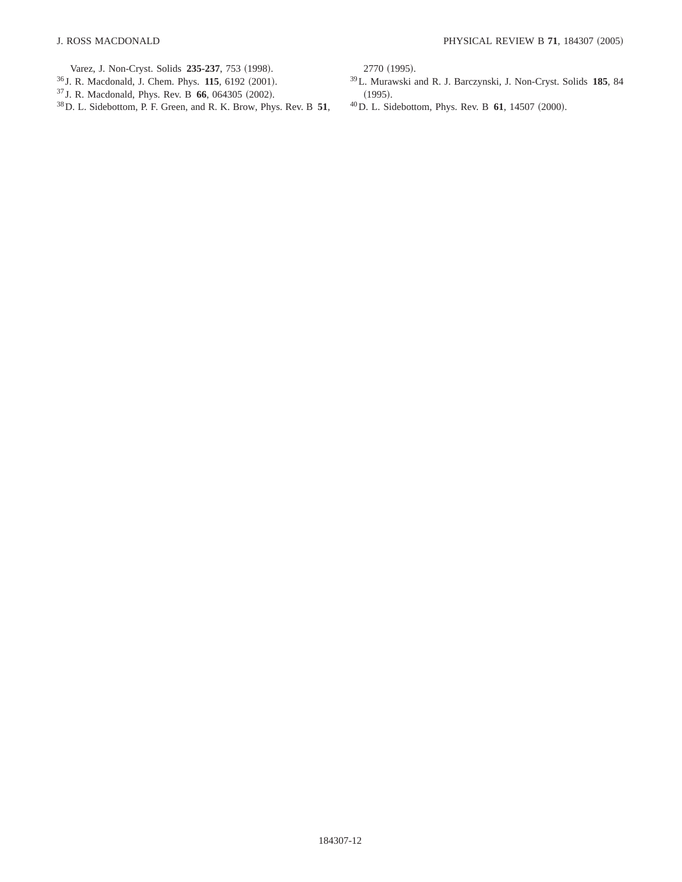Varez, J. Non-Cryst. Solids **235-237**, 753 (1998).

[36] J. R. Macdonald, J. Chem. Phys. **115**, 6192 (2001).

[37] J. R. Macdonald, Phys. Rev. B **66**, 064305 (2002).

[38] D. L. Sidebottom, P. F. Green, and R. K. Brow, Phys. Rev. B **51**, 2770 (1995).

[39] L. Murawski and R. J. Barczynski, J. Non-Cryst. Solids **185**, 84 (1995).

[40] D. L. Sidebottom, Phys. Rev. B **61**, 14507 (2000).